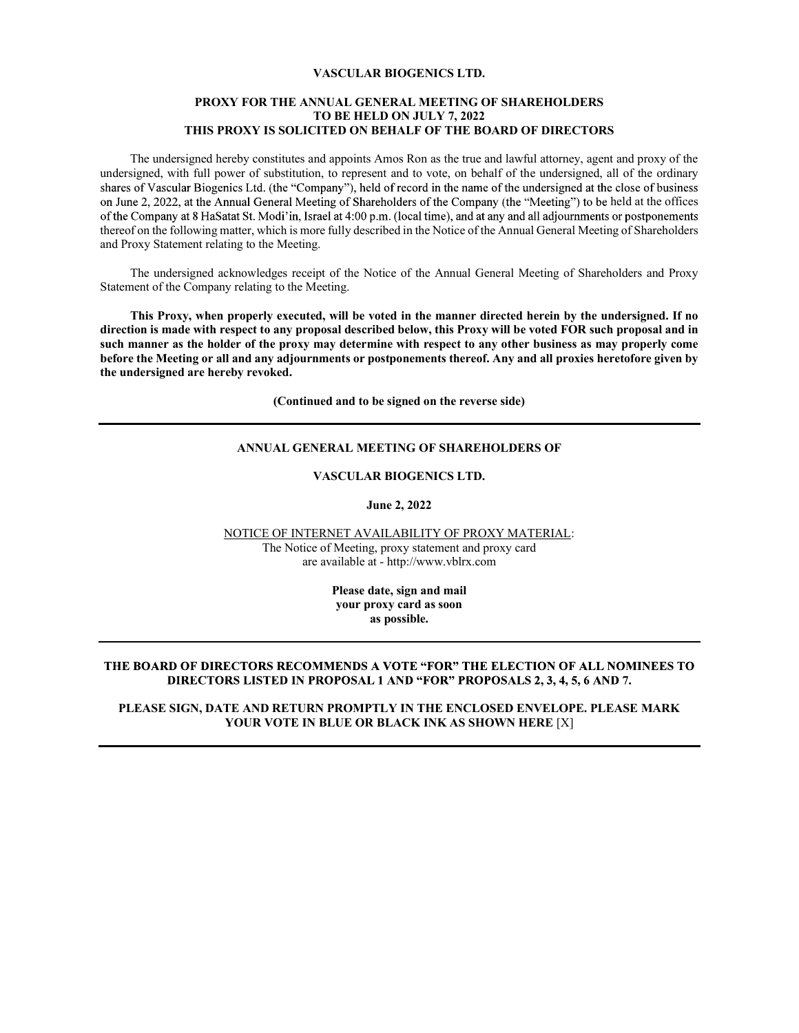**VASCULAR BIOGENICS LTD.**

**PROXY FOR THE ANNUAL GENERAL MEETING OF SHAREHOLDERS TO BE HELD ON JULY 7, 2022**
**THIS PROXY IS SOLICITED ON BEHALF OF THE BOARD OF DIRECTORS**

The undersigned hereby constitutes and appoints Amos Ron as the true and lawful attorney, agent and proxy of the undersigned, with full power of substitution, to represent and to vote, on behalf of the undersigned, all of the ordinary shares of Vascular Biogenics Ltd. (the "Company"), held of record in the name of the undersigned at the close of business on June 2, 2022, at the Annual General Meeting of Shareholders of the Company (the "Meeting") to be held at the offices of the Company at 8 HaSatat St. Modi'in, Israel at 4:00 p.m. (local time), and at any and all adjournments or postponements thereof on the following matter, which is more fully described in the Notice of the Annual General Meeting of Shareholders and Proxy Statement relating to the Meeting.

The undersigned acknowledges receipt of the Notice of the Annual General Meeting of Shareholders and Proxy Statement of the Company relating to the Meeting.

**This Proxy, when properly executed, will be voted in the manner directed herein by the undersigned. If no direction is made with respect to any proposal described below, this Proxy will be voted FOR such proposal and in such manner as the holder of the proxy may determine with respect to any other business as may properly come before the Meeting or all and any adjournments or postponements thereof. Any and all proxies heretofore given by the undersigned are hereby revoked.**

**(Continued and to be signed on the reverse side)**

---

**ANNUAL GENERAL MEETING OF SHAREHOLDERS OF**

**VASCULAR BIOGENICS LTD.**

**June 2, 2022**

NOTICE OF INTERNET AVAILABILITY OF PROXY MATERIAL:
The Notice of Meeting, proxy statement and proxy card are available at - http://www.vblrx.com

**Please date, sign and mail your proxy card as soon as possible.**

---

**THE BOARD OF DIRECTORS RECOMMENDS A VOTE "FOR" THE ELECTION OF ALL NOMINEES TO DIRECTORS LISTED IN PROPOSAL 1 AND "FOR" PROPOSALS 2, 3, 4, 5, 6 AND 7.**

**PLEASE SIGN, DATE AND RETURN PROMPTLY IN THE ENCLOSED ENVELOPE. PLEASE MARK YOUR VOTE IN BLUE OR BLACK INK AS SHOWN HERE** [X]

---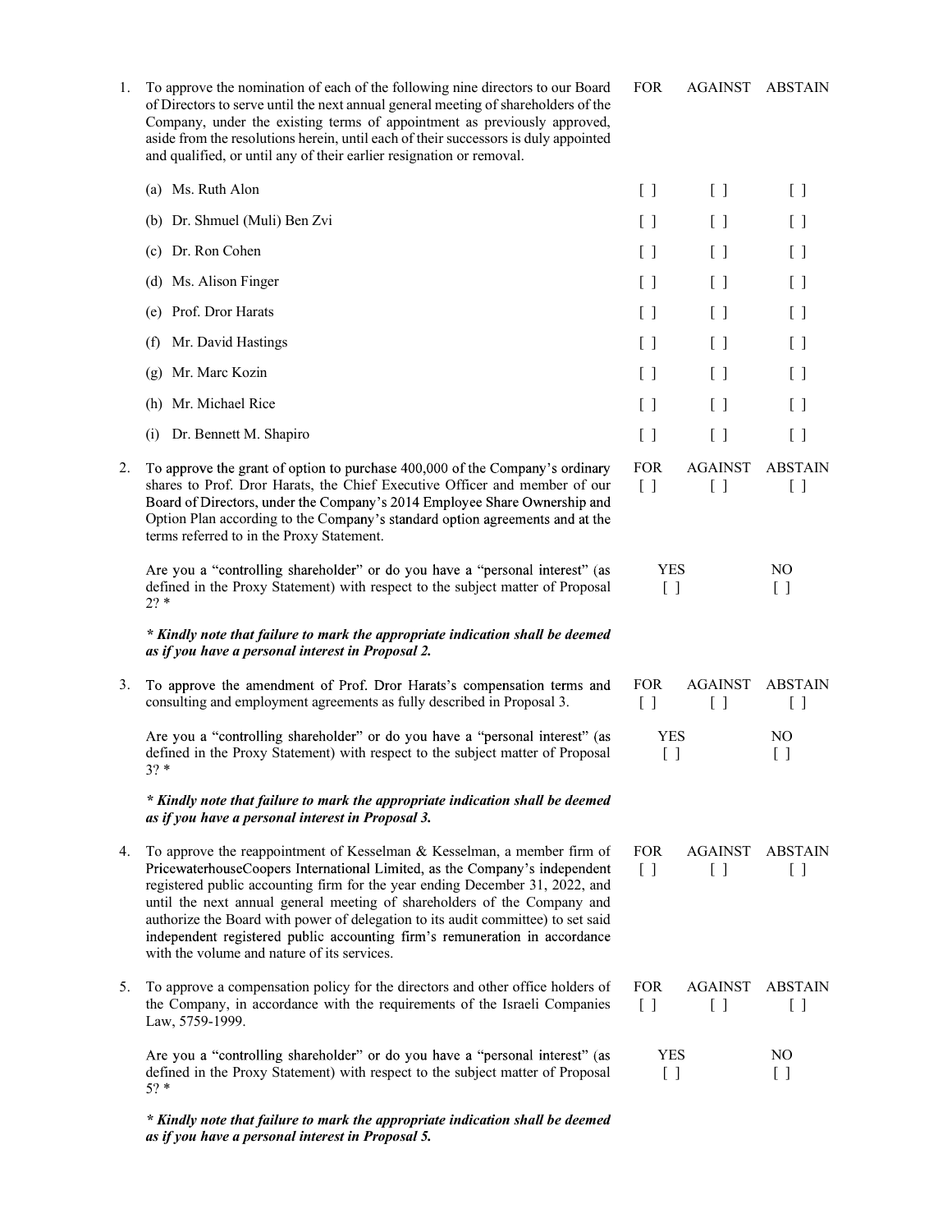1. To approve the nomination of each of the following nine directors to our Board of Directors to serve until the next annual general meeting of shareholders of the Company, under the existing terms of appointment as previously approved, aside from the resolutions herein, until each of their successors is duly appointed and qualified, or until any of their earlier resignation or removal.

| | FOR | AGAINST | ABSTAIN |
|---|---|---|---|
| (a) Ms. Ruth Alon | [ ] | [ ] | [ ] |
| (b) Dr. Shmuel (Muli) Ben Zvi | [ ] | [ ] | [ ] |
| (c) Dr. Ron Cohen | [ ] | [ ] | [ ] |
| (d) Ms. Alison Finger | [ ] | [ ] | [ ] |
| (e) Prof. Dror Harats | [ ] | [ ] | [ ] |
| (f) Mr. David Hastings | [ ] | [ ] | [ ] |
| (g) Mr. Marc Kozin | [ ] | [ ] | [ ] |
| (h) Mr. Michael Rice | [ ] | [ ] | [ ] |
| (i) Dr. Bennett M. Shapiro | [ ] | [ ] | [ ] |

2. To approve the grant of option to purchase 400,000 of the Company's ordinary shares to Prof. Dror Harats, the Chief Executive Officer and member of our Board of Directors, under the Company's 2014 Employee Share Ownership and Option Plan according to the Company's standard option agreements and at the terms referred to in the Proxy Statement.

| FOR | AGAINST | ABSTAIN |
|---|---|---|
| [ ] | [ ] | [ ] |

Are you a "controlling shareholder" or do you have a "personal interest" (as defined in the Proxy Statement) with respect to the subject matter of Proposal 2? *

| YES | NO |
|---|---|
| [ ] | [ ] |

***\* Kindly note that failure to mark the appropriate indication shall be deemed as if you have a personal interest in Proposal 2.***

3. To approve the amendment of Prof. Dror Harats's compensation terms and consulting and employment agreements as fully described in Proposal 3.

| FOR | AGAINST | ABSTAIN |
|---|---|---|
| [ ] | [ ] | [ ] |

Are you a "controlling shareholder" or do you have a "personal interest" (as defined in the Proxy Statement) with respect to the subject matter of Proposal 3? *

| YES | NO |
|---|---|
| [ ] | [ ] |

***\* Kindly note that failure to mark the appropriate indication shall be deemed as if you have a personal interest in Proposal 3.***

4. To approve the reappointment of Kesselman & Kesselman, a member firm of PricewaterhouseCoopers International Limited, as the Company's independent registered public accounting firm for the year ending December 31, 2022, and until the next annual general meeting of shareholders of the Company and authorize the Board with power of delegation to its audit committee) to set said independent registered public accounting firm's remuneration in accordance with the volume and nature of its services.

| FOR | AGAINST | ABSTAIN |
|---|---|---|
| [ ] | [ ] | [ ] |

5. To approve a compensation policy for the directors and other office holders of the Company, in accordance with the requirements of the Israeli Companies Law, 5759-1999.

| FOR | AGAINST | ABSTAIN |
|---|---|---|
| [ ] | [ ] | [ ] |

Are you a "controlling shareholder" or do you have a "personal interest" (as defined in the Proxy Statement) with respect to the subject matter of Proposal 5? *

| YES | NO |
|---|---|
| [ ] | [ ] |

***\* Kindly note that failure to mark the appropriate indication shall be deemed as if you have a personal interest in Proposal 5.***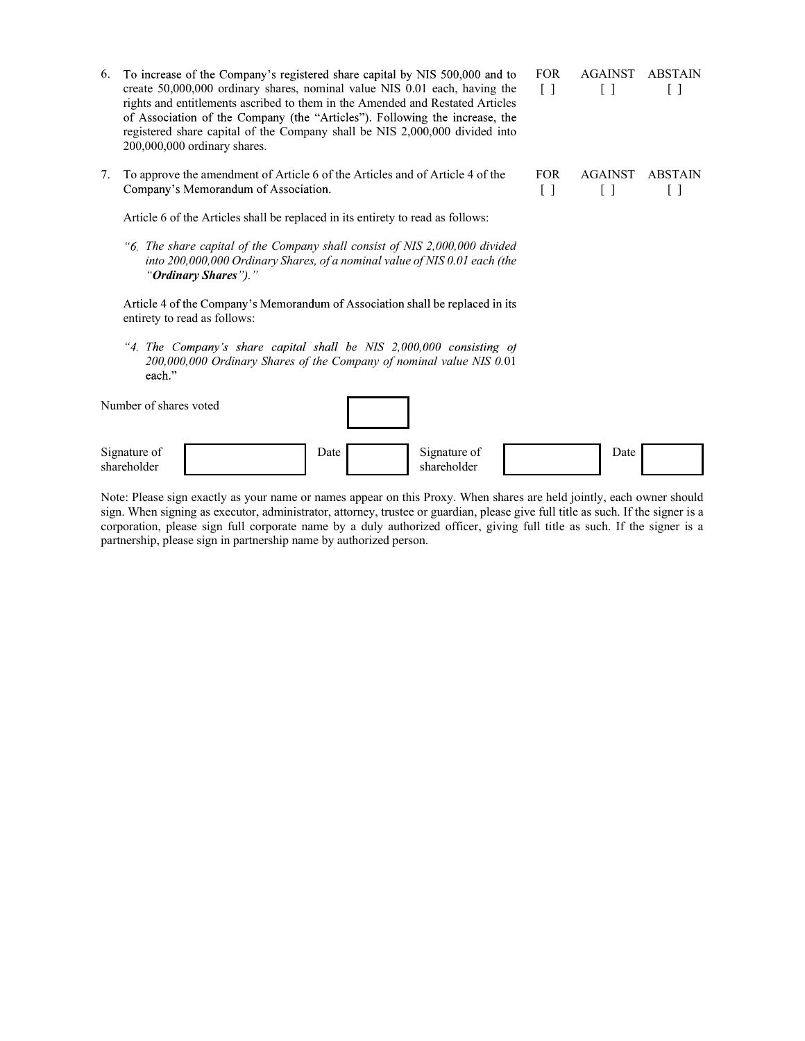6. To increase of the Company's registered share capital by NIS 500,000 and to create 50,000,000 ordinary shares, nominal value NIS 0.01 each, having the rights and entitlements ascribed to them in the Amended and Restated Articles of Association of the Company (the "Articles"). Following the increase, the registered share capital of the Company shall be NIS 2,000,000 divided into 200,000,000 ordinary shares.

   FOR [ ] AGAINST [ ] ABSTAIN [ ]

7. To approve the amendment of Article 6 of the Articles and of Article 4 of the Company's Memorandum of Association.

   FOR [ ] AGAINST [ ] ABSTAIN [ ]

   Article 6 of the Articles shall be replaced in its entirety to read as follows:

   *"6. The share capital of the Company shall consist of NIS 2,000,000 divided into 200,000,000 Ordinary Shares, of a nominal value of NIS 0.01 each (the "**Ordinary Shares**")."*

   Article 4 of the Company's Memorandum of Association shall be replaced in its entirety to read as follows:

   *"4. The Company's share capital shall be NIS 2,000,000 consisting of 200,000,000 Ordinary Shares of the Company of nominal value NIS 0.01 each."*

Number of shares voted

| | | | | | | |
|---|---|---|---|---|---|---|
| Signature of shareholder | | Date | | Signature of shareholder | | Date |

Note: Please sign exactly as your name or names appear on this Proxy. When shares are held jointly, each owner should sign. When signing as executor, administrator, attorney, trustee or guardian, please give full title as such. If the signer is a corporation, please sign full corporate name by a duly authorized officer, giving full title as such. If the signer is a partnership, please sign in partnership name by authorized person.